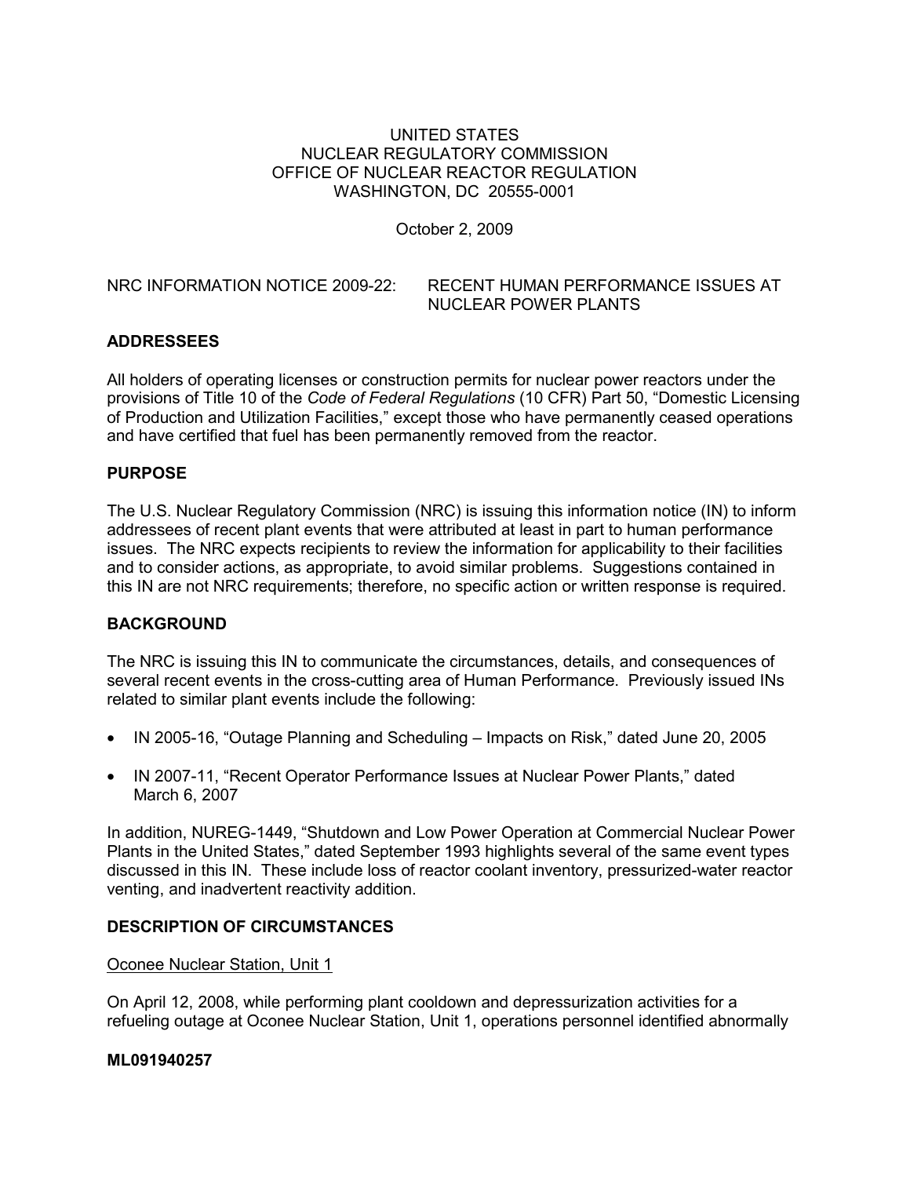UNITED STATES
NUCLEAR REGULATORY COMMISSION
OFFICE OF NUCLEAR REACTOR REGULATION
WASHINGTON, DC 20555-0001

October 2, 2009

NRC INFORMATION NOTICE 2009-22: RECENT HUMAN PERFORMANCE ISSUES AT NUCLEAR POWER PLANTS

## ADDRESSEES

All holders of operating licenses or construction permits for nuclear power reactors under the provisions of Title 10 of the *Code of Federal Regulations* (10 CFR) Part 50, "Domestic Licensing of Production and Utilization Facilities," except those who have permanently ceased operations and have certified that fuel has been permanently removed from the reactor.

## PURPOSE

The U.S. Nuclear Regulatory Commission (NRC) is issuing this information notice (IN) to inform addressees of recent plant events that were attributed at least in part to human performance issues. The NRC expects recipients to review the information for applicability to their facilities and to consider actions, as appropriate, to avoid similar problems. Suggestions contained in this IN are not NRC requirements; therefore, no specific action or written response is required.

## BACKGROUND

The NRC is issuing this IN to communicate the circumstances, details, and consequences of several recent events in the cross-cutting area of Human Performance. Previously issued INs related to similar plant events include the following:

- IN 2005-16, "Outage Planning and Scheduling – Impacts on Risk," dated June 20, 2005
- IN 2007-11, "Recent Operator Performance Issues at Nuclear Power Plants," dated March 6, 2007

In addition, NUREG-1449, "Shutdown and Low Power Operation at Commercial Nuclear Power Plants in the United States," dated September 1993 highlights several of the same event types discussed in this IN. These include loss of reactor coolant inventory, pressurized-water reactor venting, and inadvertent reactivity addition.

## DESCRIPTION OF CIRCUMSTANCES

<u>Oconee Nuclear Station, Unit 1</u>

On April 12, 2008, while performing plant cooldown and depressurization activities for a refueling outage at Oconee Nuclear Station, Unit 1, operations personnel identified abnormally

**ML091940257**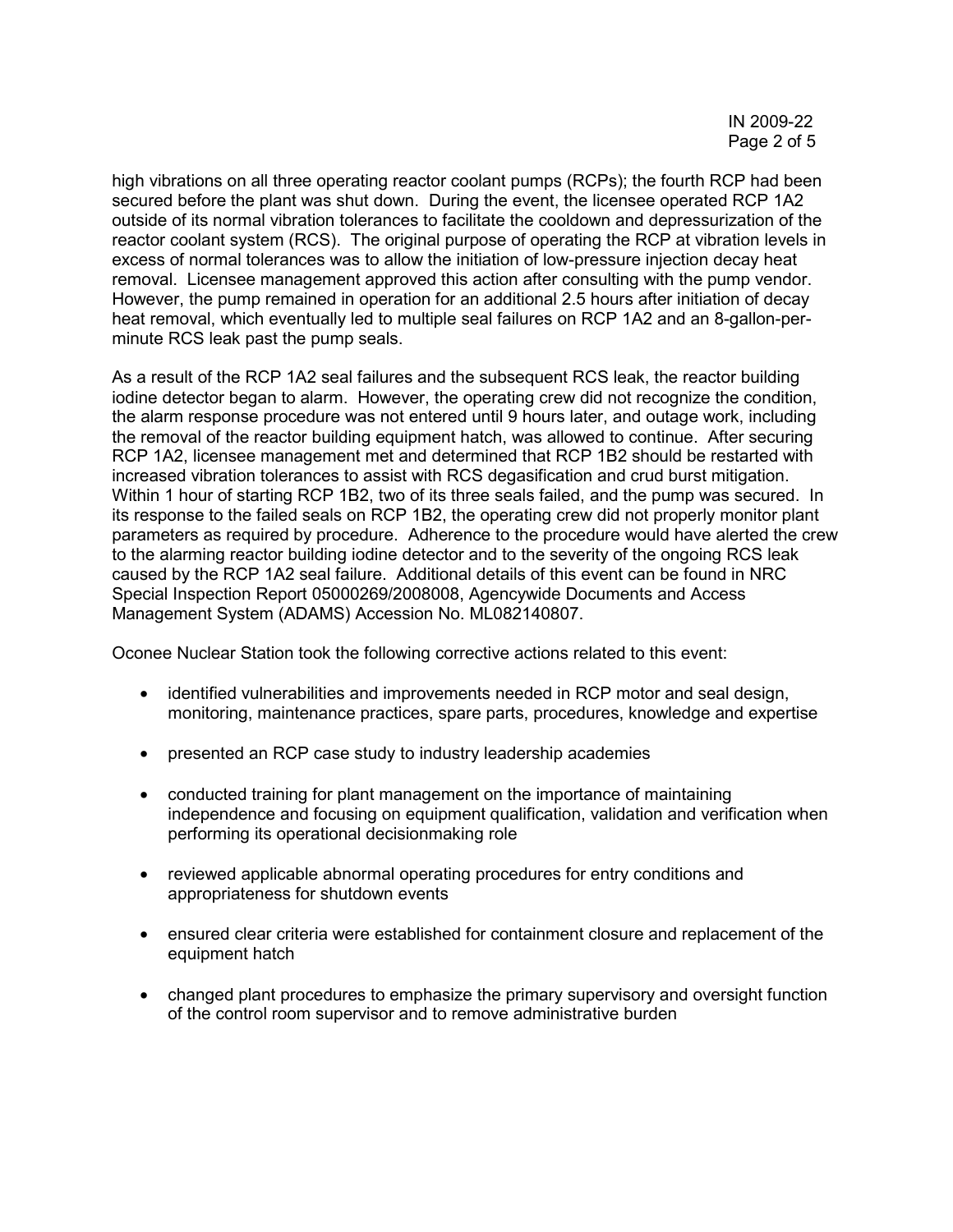high vibrations on all three operating reactor coolant pumps (RCPs); the fourth RCP had been secured before the plant was shut down. During the event, the licensee operated RCP 1A2 outside of its normal vibration tolerances to facilitate the cooldown and depressurization of the reactor coolant system (RCS). The original purpose of operating the RCP at vibration levels in excess of normal tolerances was to allow the initiation of low-pressure injection decay heat removal. Licensee management approved this action after consulting with the pump vendor. However, the pump remained in operation for an additional 2.5 hours after initiation of decay heat removal, which eventually led to multiple seal failures on RCP 1A2 and an 8-gallon-per-minute RCS leak past the pump seals.

As a result of the RCP 1A2 seal failures and the subsequent RCS leak, the reactor building iodine detector began to alarm. However, the operating crew did not recognize the condition, the alarm response procedure was not entered until 9 hours later, and outage work, including the removal of the reactor building equipment hatch, was allowed to continue. After securing RCP 1A2, licensee management met and determined that RCP 1B2 should be restarted with increased vibration tolerances to assist with RCS degasification and crud burst mitigation. Within 1 hour of starting RCP 1B2, two of its three seals failed, and the pump was secured. In its response to the failed seals on RCP 1B2, the operating crew did not properly monitor plant parameters as required by procedure. Adherence to the procedure would have alerted the crew to the alarming reactor building iodine detector and to the severity of the ongoing RCS leak caused by the RCP 1A2 seal failure. Additional details of this event can be found in NRC Special Inspection Report 05000269/2008008, Agencywide Documents and Access Management System (ADAMS) Accession No. ML082140807.

Oconee Nuclear Station took the following corrective actions related to this event:

- identified vulnerabilities and improvements needed in RCP motor and seal design, monitoring, maintenance practices, spare parts, procedures, knowledge and expertise
- presented an RCP case study to industry leadership academies
- conducted training for plant management on the importance of maintaining independence and focusing on equipment qualification, validation and verification when performing its operational decisionmaking role
- reviewed applicable abnormal operating procedures for entry conditions and appropriateness for shutdown events
- ensured clear criteria were established for containment closure and replacement of the equipment hatch
- changed plant procedures to emphasize the primary supervisory and oversight function of the control room supervisor and to remove administrative burden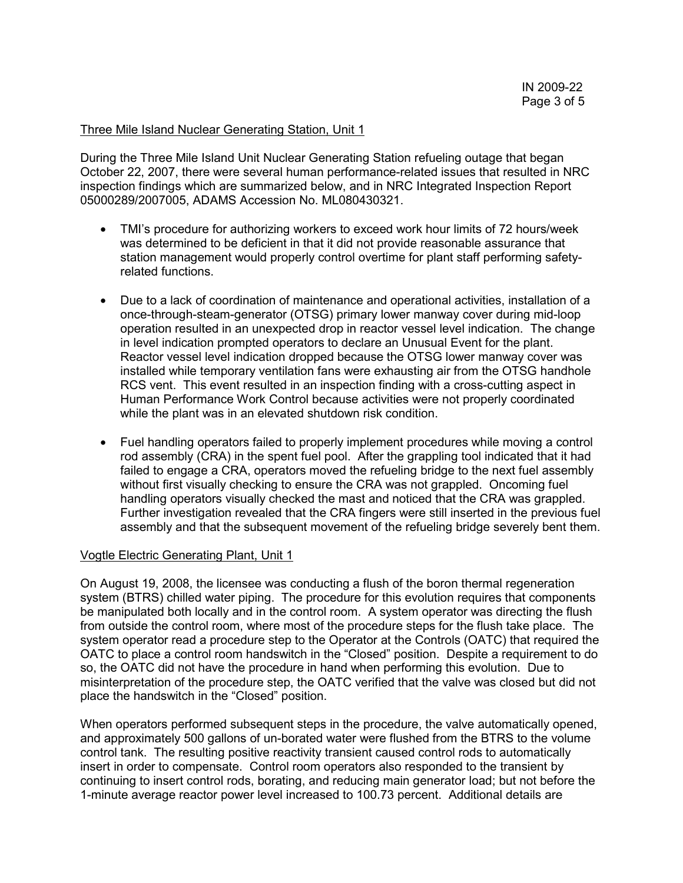Three Mile Island Nuclear Generating Station, Unit 1

During the Three Mile Island Unit Nuclear Generating Station refueling outage that began October 22, 2007, there were several human performance-related issues that resulted in NRC inspection findings which are summarized below, and in NRC Integrated Inspection Report 05000289/2007005, ADAMS Accession No. ML080430321.

- TMI's procedure for authorizing workers to exceed work hour limits of 72 hours/week was determined to be deficient in that it did not provide reasonable assurance that station management would properly control overtime for plant staff performing safety-related functions.

- Due to a lack of coordination of maintenance and operational activities, installation of a once-through-steam-generator (OTSG) primary lower manway cover during mid-loop operation resulted in an unexpected drop in reactor vessel level indication. The change in level indication prompted operators to declare an Unusual Event for the plant. Reactor vessel level indication dropped because the OTSG lower manway cover was installed while temporary ventilation fans were exhausting air from the OTSG handhole RCS vent. This event resulted in an inspection finding with a cross-cutting aspect in Human Performance Work Control because activities were not properly coordinated while the plant was in an elevated shutdown risk condition.

- Fuel handling operators failed to properly implement procedures while moving a control rod assembly (CRA) in the spent fuel pool. After the grappling tool indicated that it had failed to engage a CRA, operators moved the refueling bridge to the next fuel assembly without first visually checking to ensure the CRA was not grappled. Oncoming fuel handling operators visually checked the mast and noticed that the CRA was grappled. Further investigation revealed that the CRA fingers were still inserted in the previous fuel assembly and that the subsequent movement of the refueling bridge severely bent them.

Vogtle Electric Generating Plant, Unit 1

On August 19, 2008, the licensee was conducting a flush of the boron thermal regeneration system (BTRS) chilled water piping. The procedure for this evolution requires that components be manipulated both locally and in the control room. A system operator was directing the flush from outside the control room, where most of the procedure steps for the flush take place. The system operator read a procedure step to the Operator at the Controls (OATC) that required the OATC to place a control room handswitch in the "Closed" position. Despite a requirement to do so, the OATC did not have the procedure in hand when performing this evolution. Due to misinterpretation of the procedure step, the OATC verified that the valve was closed but did not place the handswitch in the "Closed" position.

When operators performed subsequent steps in the procedure, the valve automatically opened, and approximately 500 gallons of un-borated water were flushed from the BTRS to the volume control tank. The resulting positive reactivity transient caused control rods to automatically insert in order to compensate. Control room operators also responded to the transient by continuing to insert control rods, borating, and reducing main generator load; but not before the 1-minute average reactor power level increased to 100.73 percent. Additional details are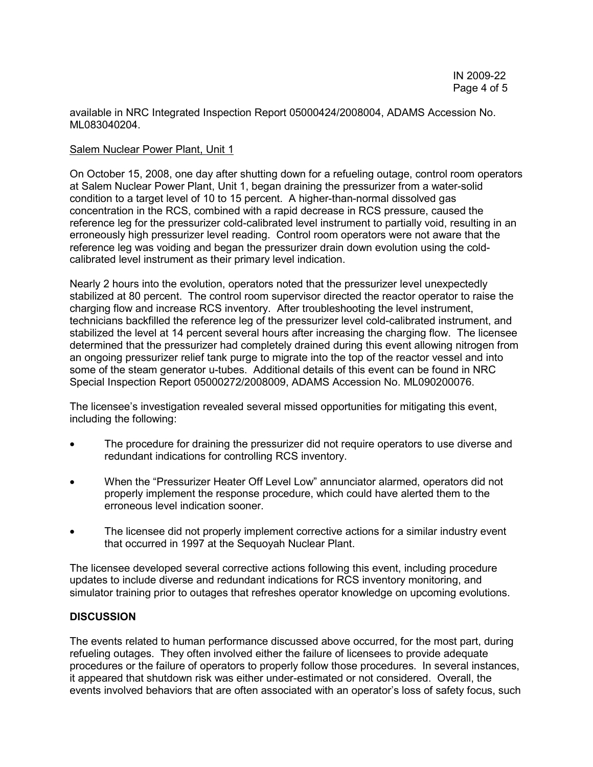available in NRC Integrated Inspection Report 05000424/2008004, ADAMS Accession No. ML083040204.

Salem Nuclear Power Plant, Unit 1

On October 15, 2008, one day after shutting down for a refueling outage, control room operators at Salem Nuclear Power Plant, Unit 1, began draining the pressurizer from a water-solid condition to a target level of 10 to 15 percent. A higher-than-normal dissolved gas concentration in the RCS, combined with a rapid decrease in RCS pressure, caused the reference leg for the pressurizer cold-calibrated level instrument to partially void, resulting in an erroneously high pressurizer level reading. Control room operators were not aware that the reference leg was voiding and began the pressurizer drain down evolution using the cold-calibrated level instrument as their primary level indication.

Nearly 2 hours into the evolution, operators noted that the pressurizer level unexpectedly stabilized at 80 percent. The control room supervisor directed the reactor operator to raise the charging flow and increase RCS inventory. After troubleshooting the level instrument, technicians backfilled the reference leg of the pressurizer level cold-calibrated instrument, and stabilized the level at 14 percent several hours after increasing the charging flow. The licensee determined that the pressurizer had completely drained during this event allowing nitrogen from an ongoing pressurizer relief tank purge to migrate into the top of the reactor vessel and into some of the steam generator u-tubes. Additional details of this event can be found in NRC Special Inspection Report 05000272/2008009, ADAMS Accession No. ML090200076.

The licensee's investigation revealed several missed opportunities for mitigating this event, including the following:

- The procedure for draining the pressurizer did not require operators to use diverse and redundant indications for controlling RCS inventory.
- When the "Pressurizer Heater Off Level Low" annunciator alarmed, operators did not properly implement the response procedure, which could have alerted them to the erroneous level indication sooner.
- The licensee did not properly implement corrective actions for a similar industry event that occurred in 1997 at the Sequoyah Nuclear Plant.

The licensee developed several corrective actions following this event, including procedure updates to include diverse and redundant indications for RCS inventory monitoring, and simulator training prior to outages that refreshes operator knowledge on upcoming evolutions.

## DISCUSSION

The events related to human performance discussed above occurred, for the most part, during refueling outages. They often involved either the failure of licensees to provide adequate procedures or the failure of operators to properly follow those procedures. In several instances, it appeared that shutdown risk was either under-estimated or not considered. Overall, the events involved behaviors that are often associated with an operator's loss of safety focus, such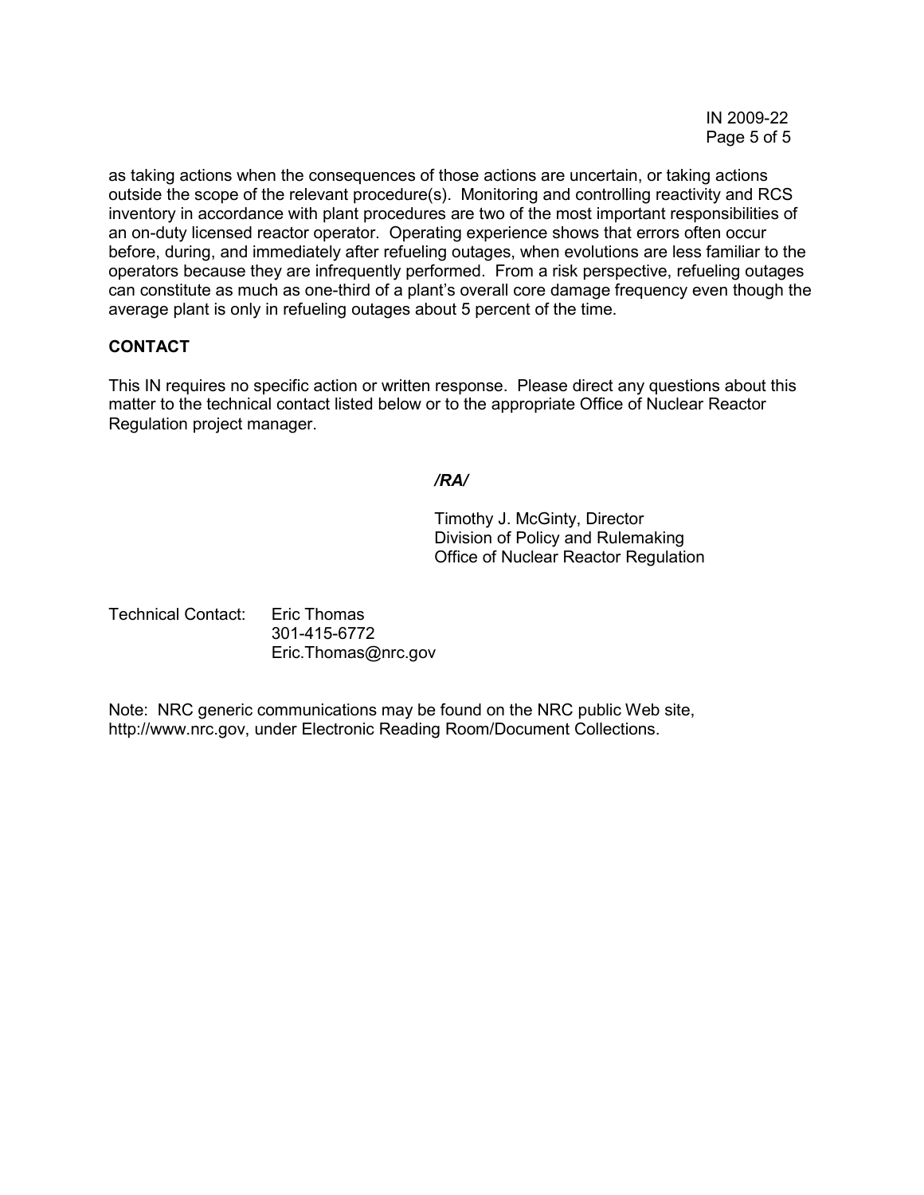as taking actions when the consequences of those actions are uncertain, or taking actions outside the scope of the relevant procedure(s). Monitoring and controlling reactivity and RCS inventory in accordance with plant procedures are two of the most important responsibilities of an on-duty licensed reactor operator. Operating experience shows that errors often occur before, during, and immediately after refueling outages, when evolutions are less familiar to the operators because they are infrequently performed. From a risk perspective, refueling outages can constitute as much as one-third of a plant's overall core damage frequency even though the average plant is only in refueling outages about 5 percent of the time.

**CONTACT**

This IN requires no specific action or written response. Please direct any questions about this matter to the technical contact listed below or to the appropriate Office of Nuclear Reactor Regulation project manager.

*/RA/*

Timothy J. McGinty, Director
Division of Policy and Rulemaking
Office of Nuclear Reactor Regulation

Technical Contact: Eric Thomas
301-415-6772
Eric.Thomas@nrc.gov

Note: NRC generic communications may be found on the NRC public Web site, http://www.nrc.gov, under Electronic Reading Room/Document Collections.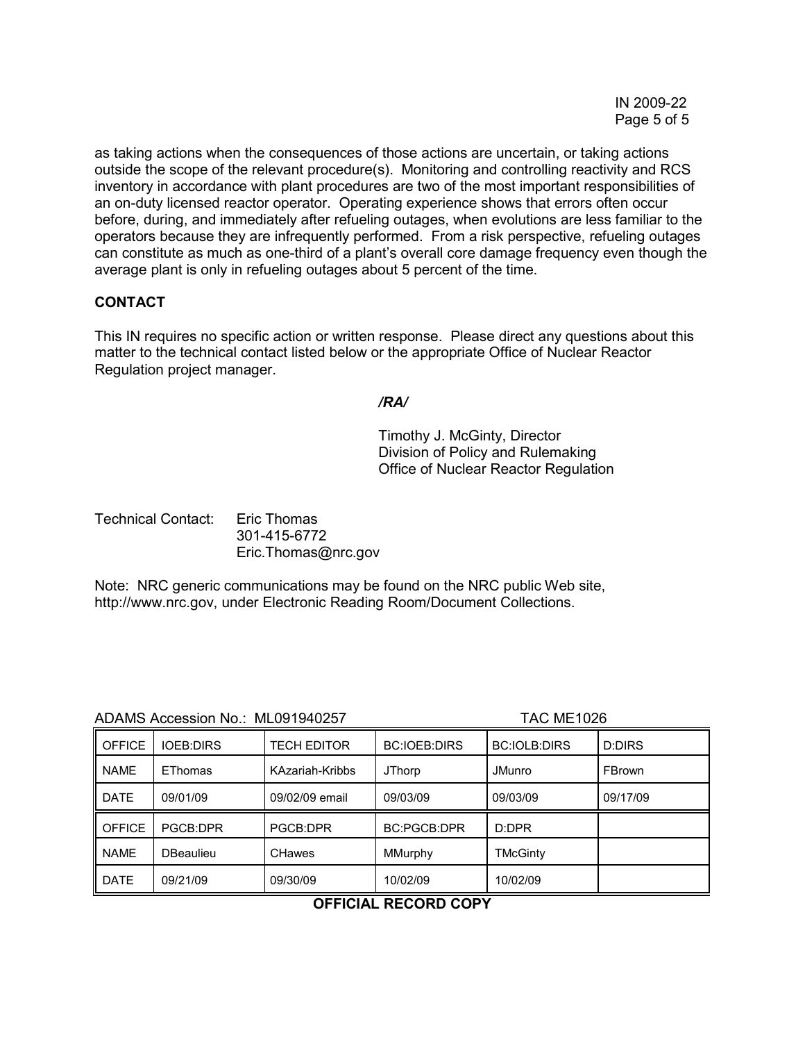as taking actions when the consequences of those actions are uncertain, or taking actions outside the scope of the relevant procedure(s). Monitoring and controlling reactivity and RCS inventory in accordance with plant procedures are two of the most important responsibilities of an on-duty licensed reactor operator. Operating experience shows that errors often occur before, during, and immediately after refueling outages, when evolutions are less familiar to the operators because they are infrequently performed. From a risk perspective, refueling outages can constitute as much as one-third of a plant's overall core damage frequency even though the average plant is only in refueling outages about 5 percent of the time.

## CONTACT

This IN requires no specific action or written response. Please direct any questions about this matter to the technical contact listed below or the appropriate Office of Nuclear Reactor Regulation project manager.

*/RA/*

Timothy J. McGinty, Director
Division of Policy and Rulemaking
Office of Nuclear Reactor Regulation

Technical Contact: Eric Thomas
301-415-6772
Eric.Thomas@nrc.gov

Note: NRC generic communications may be found on the NRC public Web site, http://www.nrc.gov, under Electronic Reading Room/Document Collections.

ADAMS Accession No.: ML091940257 TAC ME1026

| OFFICE | IOEB:DIRS | TECH EDITOR | BC:IOEB:DIRS | BC:IOLB:DIRS | D:DIRS |
|---|---|---|---|---|---|
| NAME | EThomas | KAzariah-Kribbs | JThorp | JMunro | FBrown |
| DATE | 09/01/09 | 09/02/09 email | 09/03/09 | 09/03/09 | 09/17/09 |
| OFFICE | PGCB:DPR | PGCB:DPR | BC:PGCB:DPR | D:DPR | |
| NAME | DBeaulieu | CHawes | MMurphy | TMcGinty | |
| DATE | 09/21/09 | 09/30/09 | 10/02/09 | 10/02/09 | |

**OFFICIAL RECORD COPY**